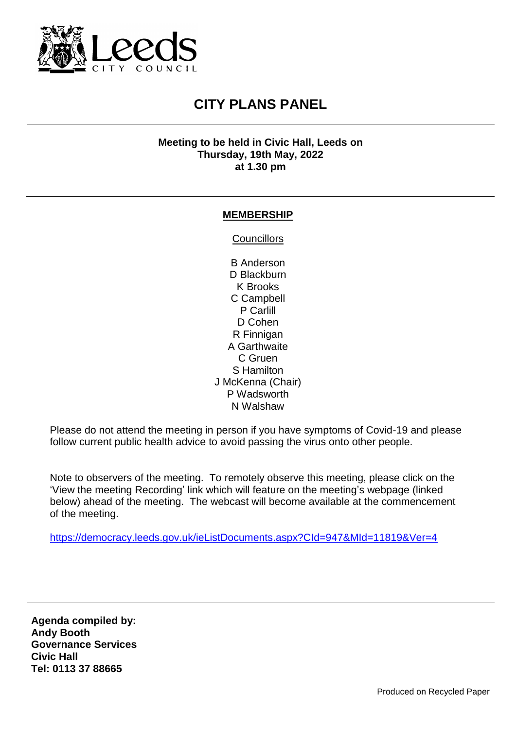Leeds CITY COUNCIL

# CITY PLANS PANEL

**Meeting to be held in Civic Hall, Leeds on**
**Thursday, 19th May, 2022**
**at 1.30 pm**

## MEMBERSHIP

Councillors

B Anderson
D Blackburn
K Brooks
C Campbell
P Carlill
D Cohen
R Finnigan
A Garthwaite
C Gruen
S Hamilton
J McKenna (Chair)
P Wadsworth
N Walshaw

Please do not attend the meeting in person if you have symptoms of Covid-19 and please follow current public health advice to avoid passing the virus onto other people.

Note to observers of the meeting. To remotely observe this meeting, please click on the 'View the meeting Recording' link which will feature on the meeting's webpage (linked below) ahead of the meeting. The webcast will become available at the commencement of the meeting.

https://democracy.leeds.gov.uk/ieListDocuments.aspx?CId=947&MId=11819&Ver=4

**Agenda compiled by:**
**Andy Booth**
**Governance Services**
**Civic Hall**
**Tel: 0113 37 88665**

Produced on Recycled Paper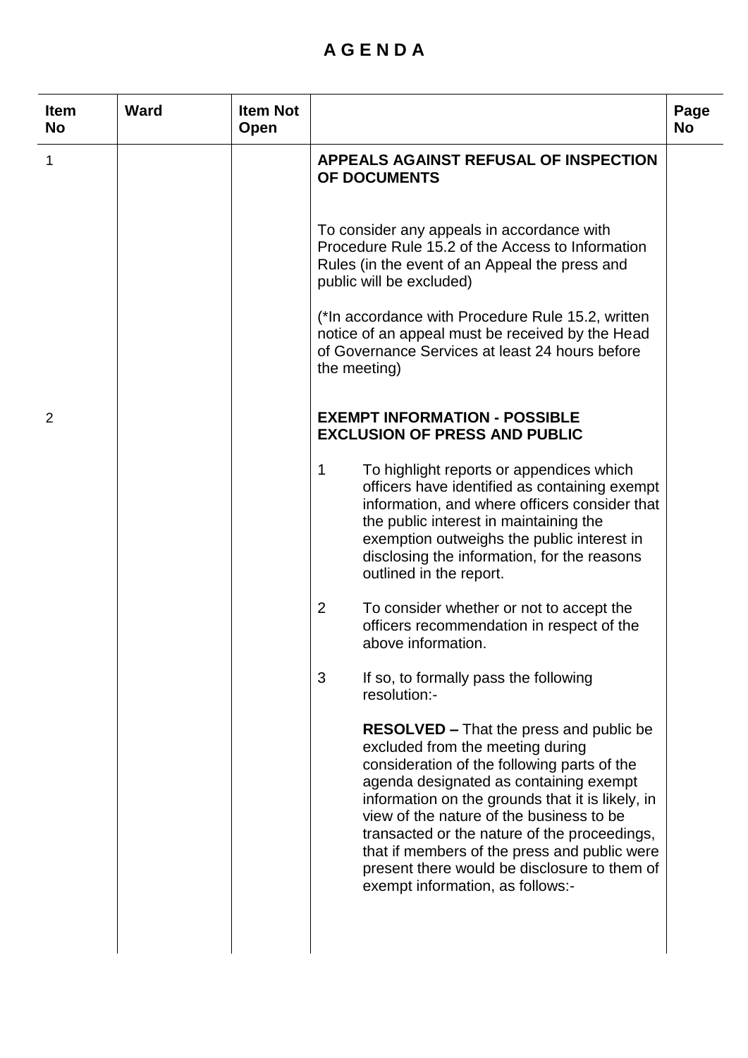# A G E N D A

| Item No | Ward | Item Not Open | | Page No |
|---|---|---|---|---|
| 1 | | | **APPEALS AGAINST REFUSAL OF INSPECTION OF DOCUMENTS**<br><br>To consider any appeals in accordance with Procedure Rule 15.2 of the Access to Information Rules (in the event of an Appeal the press and public will be excluded)<br><br>(*In accordance with Procedure Rule 15.2, written notice of an appeal must be received by the Head of Governance Services at least 24 hours before the meeting) | |
| 2 | | | **EXEMPT INFORMATION - POSSIBLE EXCLUSION OF PRESS AND PUBLIC**<br><br>1 To highlight reports or appendices which officers have identified as containing exempt information, and where officers consider that the public interest in maintaining the exemption outweighs the public interest in disclosing the information, for the reasons outlined in the report.<br><br>2 To consider whether or not to accept the officers recommendation in respect of the above information.<br><br>3 If so, to formally pass the following resolution:-<br><br>**RESOLVED –** That the press and public be excluded from the meeting during consideration of the following parts of the agenda designated as containing exempt information on the grounds that it is likely, in view of the nature of the business to be transacted or the nature of the proceedings, that if members of the press and public were present there would be disclosure to them of exempt information, as follows:- | |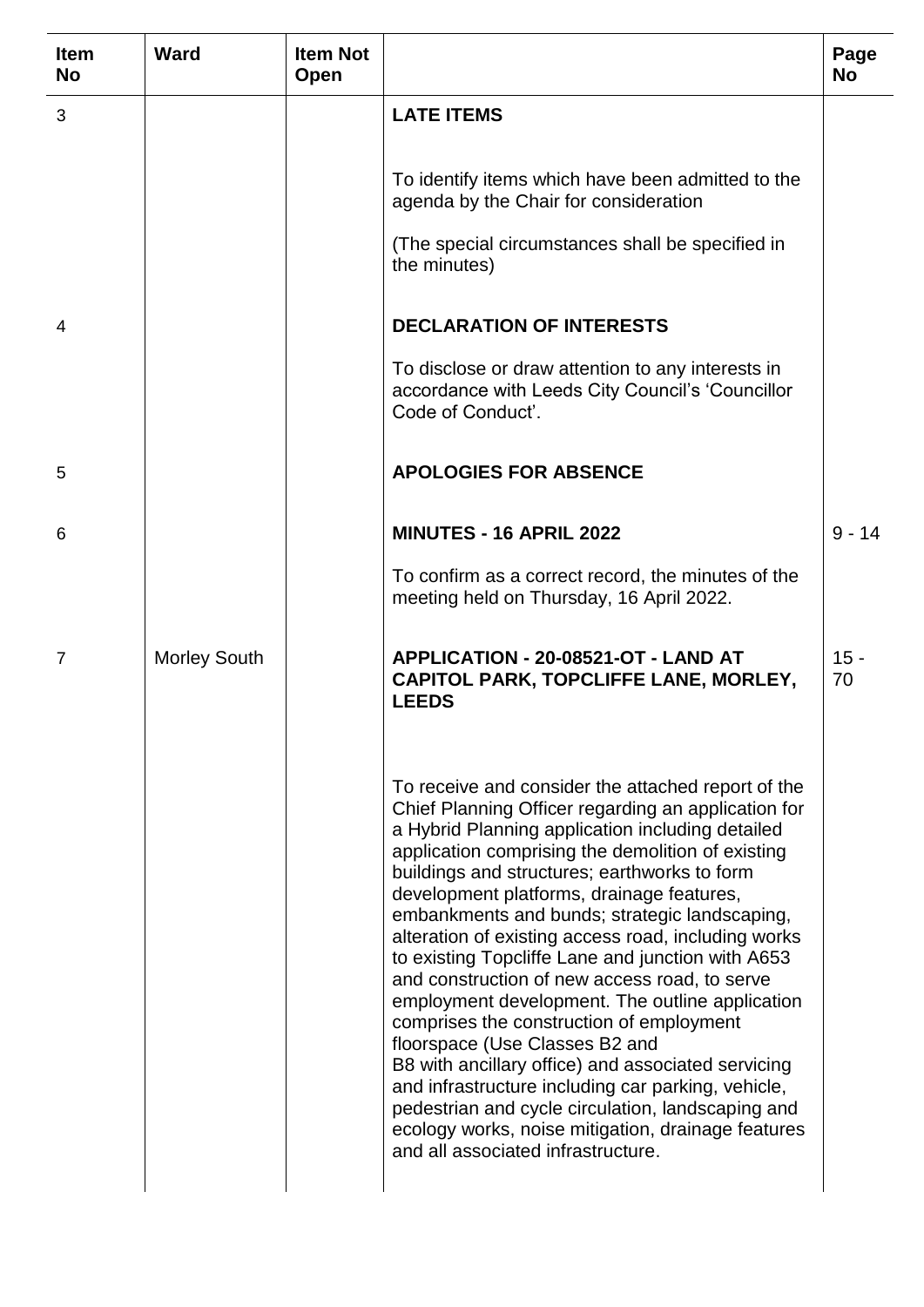| Item No | Ward | Item Not Open | | Page No |
|---|---|---|---|---|
| 3 | | | **LATE ITEMS**<br><br>To identify items which have been admitted to the agenda by the Chair for consideration<br><br>(The special circumstances shall be specified in the minutes) | |
| 4 | | | **DECLARATION OF INTERESTS**<br><br>To disclose or draw attention to any interests in accordance with Leeds City Council's 'Councillor Code of Conduct'. | |
| 5 | | | **APOLOGIES FOR ABSENCE** | |
| 6 | | | **MINUTES - 16 APRIL 2022**<br><br>To confirm as a correct record, the minutes of the meeting held on Thursday, 16 April 2022. | 9 - 14 |
| 7 | Morley South | | **APPLICATION - 20-08521-OT - LAND AT CAPITOL PARK, TOPCLIFFE LANE, MORLEY, LEEDS**<br><br>To receive and consider the attached report of the Chief Planning Officer regarding an application for a Hybrid Planning application including detailed application comprising the demolition of existing buildings and structures; earthworks to form development platforms, drainage features, embankments and bunds; strategic landscaping, alteration of existing access road, including works to existing Topcliffe Lane and junction with A653 and construction of new access road, to serve employment development. The outline application comprises the construction of employment floorspace (Use Classes B2 and B8 with ancillary office) and associated servicing and infrastructure including car parking, vehicle, pedestrian and cycle circulation, landscaping and ecology works, noise mitigation, drainage features and all associated infrastructure. | 15 - 70 |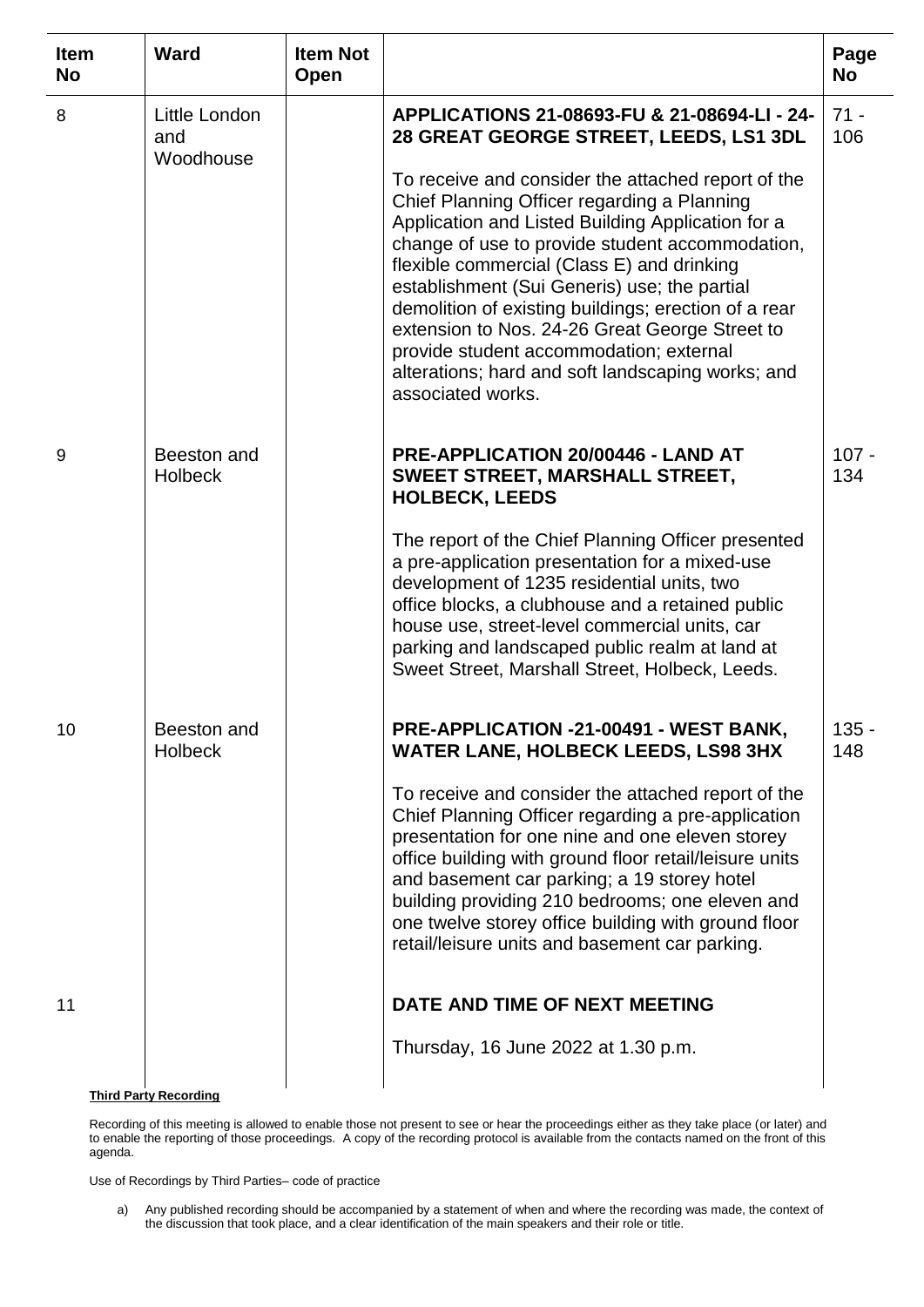| Item No | Ward | Item Not Open | | Page No |
|---|---|---|---|---|
| 8 | Little London and Woodhouse | | **APPLICATIONS 21-08693-FU & 21-08694-LI - 24-28 GREAT GEORGE STREET, LEEDS, LS1 3DL**<br><br>To receive and consider the attached report of the Chief Planning Officer regarding a Planning Application and Listed Building Application for a change of use to provide student accommodation, flexible commercial (Class E) and drinking establishment (Sui Generis) use; the partial demolition of existing buildings; erection of a rear extension to Nos. 24-26 Great George Street to provide student accommodation; external alterations; hard and soft landscaping works; and associated works. | 71 - 106 |
| 9 | Beeston and Holbeck | | **PRE-APPLICATION 20/00446 - LAND AT SWEET STREET, MARSHALL STREET, HOLBECK, LEEDS**<br><br>The report of the Chief Planning Officer presented a pre-application presentation for a mixed-use development of 1235 residential units, two office blocks, a clubhouse and a retained public house use, street-level commercial units, car parking and landscaped public realm at land at Sweet Street, Marshall Street, Holbeck, Leeds. | 107 - 134 |
| 10 | Beeston and Holbeck | | **PRE-APPLICATION -21-00491 - WEST BANK, WATER LANE, HOLBECK LEEDS, LS98 3HX**<br><br>To receive and consider the attached report of the Chief Planning Officer regarding a pre-application presentation for one nine and one eleven storey office building with ground floor retail/leisure units and basement car parking; a 19 storey hotel building providing 210 bedrooms; one eleven and one twelve storey office building with ground floor retail/leisure units and basement car parking. | 135 - 148 |
| 11 | | | **DATE AND TIME OF NEXT MEETING**<br><br>Thursday, 16 June 2022 at 1.30 p.m. | |

**Third Party Recording**

Recording of this meeting is allowed to enable those not present to see or hear the proceedings either as they take place (or later) and to enable the reporting of those proceedings. A copy of the recording protocol is available from the contacts named on the front of this agenda.

Use of Recordings by Third Parties– code of practice

a) Any published recording should be accompanied by a statement of when and where the recording was made, the context of the discussion that took place, and a clear identification of the main speakers and their role or title.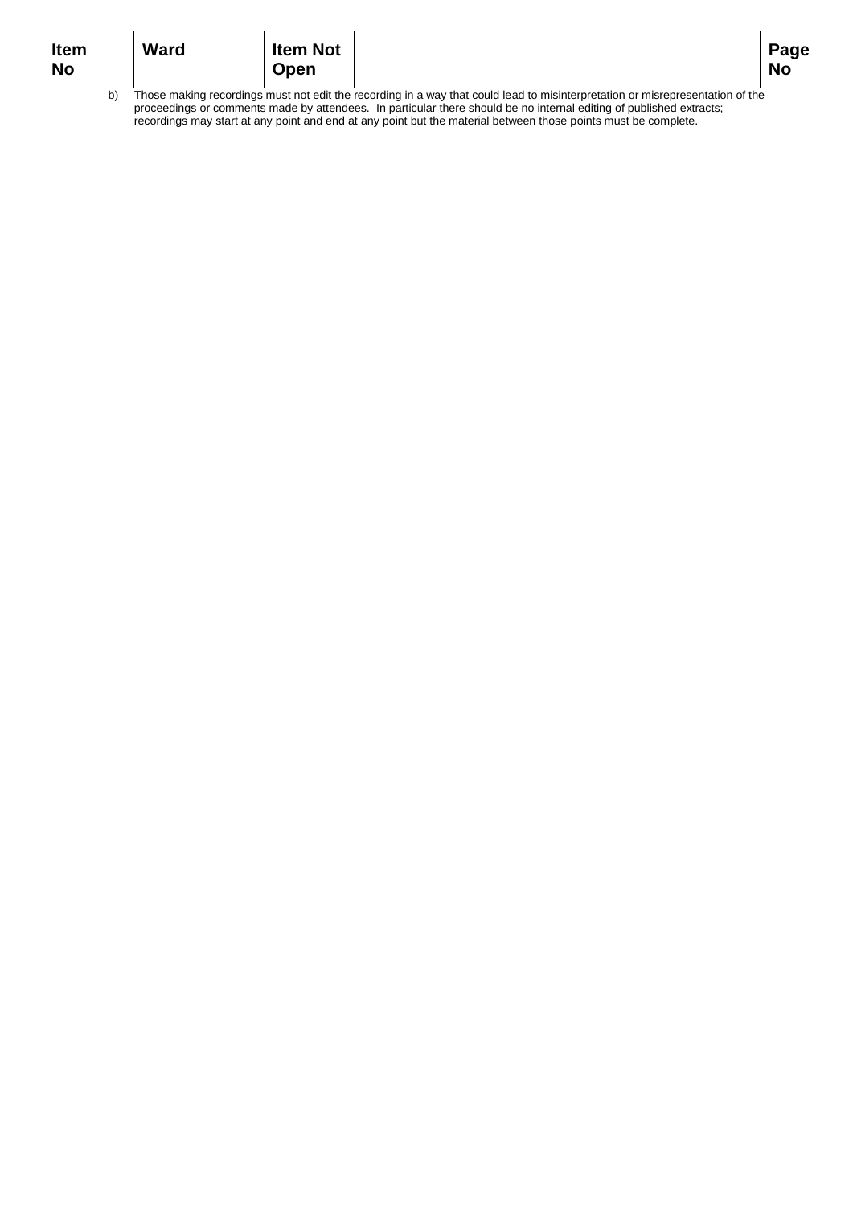b) Those making recordings must not edit the recording in a way that could lead to misinterpretation or misrepresentation of the proceedings or comments made by attendees. In particular there should be no internal editing of published extracts; recordings may start at any point and end at any point but the material between those points must be complete.